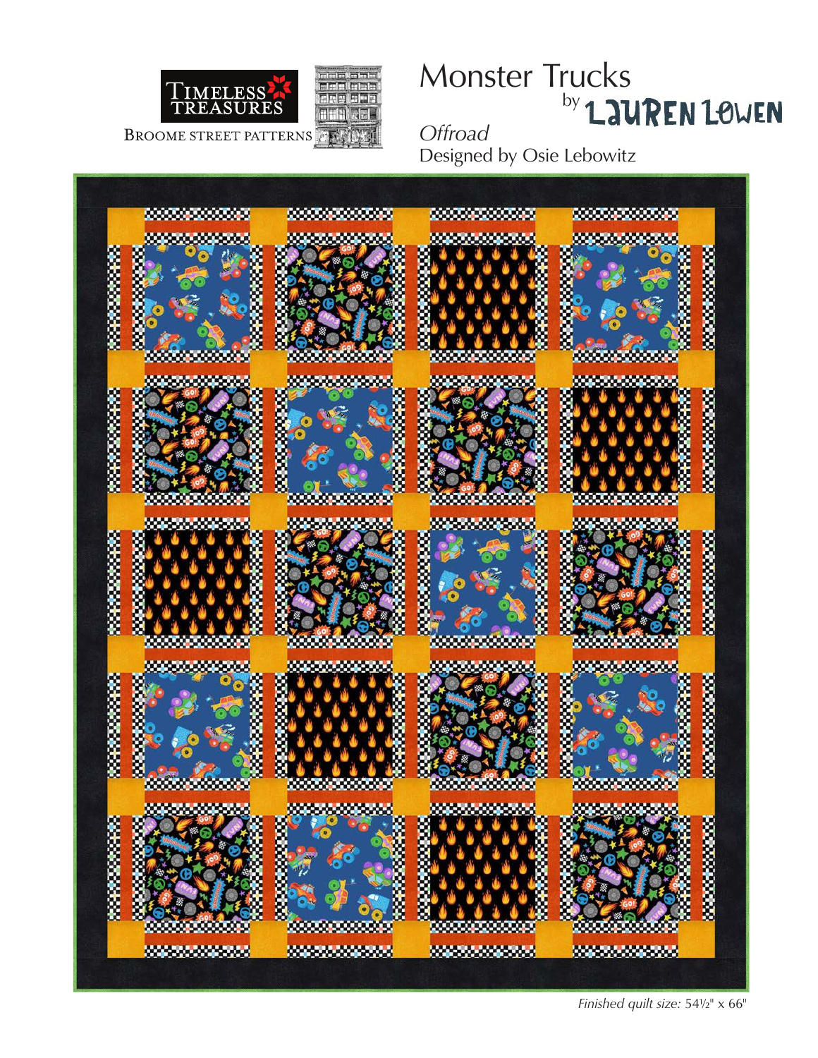TIMELESS TREASURES

BROOME STREET PATTERNS

# Monster Trucks

by LAUREN LOWEN

*Offroad*

Designed by Osie Lebowitz

*Finished quilt size:* 54½" x 66"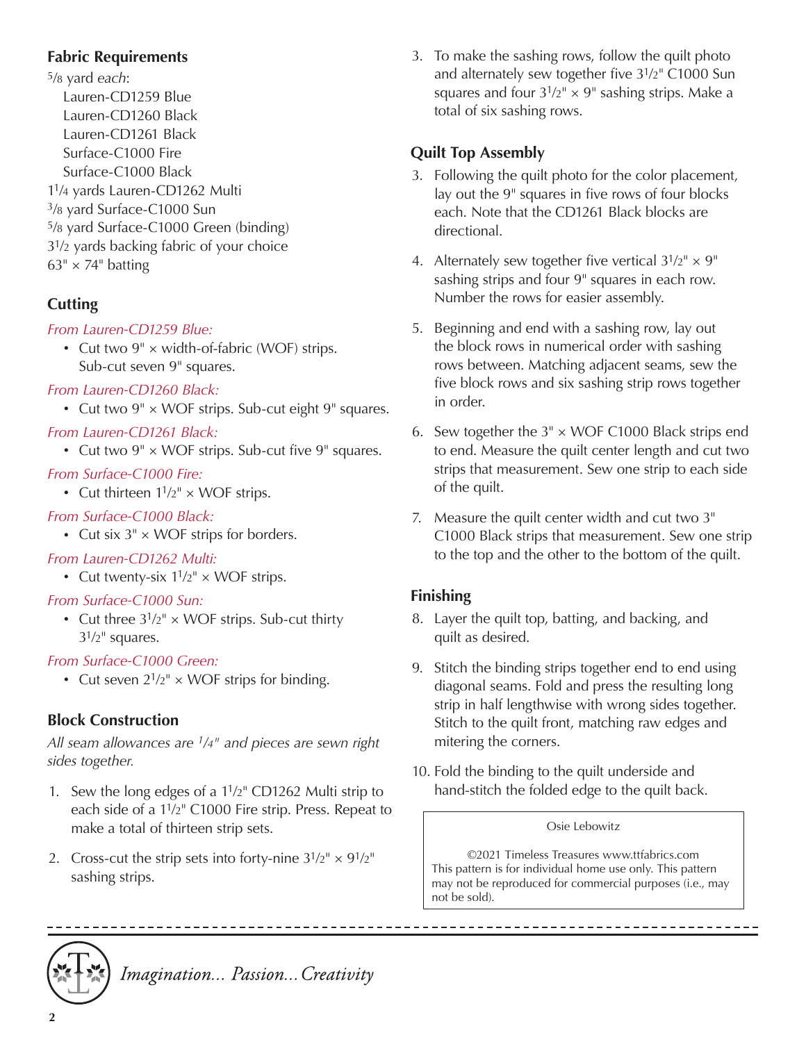## Fabric Requirements

$5/8$ yard *each*:

- Lauren-CD1259 Blue
- Lauren-CD1260 Black
- Lauren-CD1261 Black
- Surface-C1000 Fire
- Surface-C1000 Black

$1\frac{1}{4}$ yards Lauren-CD1262 Multi
$3/8$ yard Surface-C1000 Sun
$5/8$ yard Surface-C1000 Green (binding)
$3\frac{1}{2}$ yards backing fabric of your choice
63" × 74" batting

## Cutting

*From Lauren-CD1259 Blue:*

- Cut two 9" × width-of-fabric (WOF) strips. Sub-cut seven 9" squares.

*From Lauren-CD1260 Black:*

- Cut two 9" × WOF strips. Sub-cut eight 9" squares.

*From Lauren-CD1261 Black:*

- Cut two 9" × WOF strips. Sub-cut five 9" squares.

*From Surface-C1000 Fire:*

- Cut thirteen $1\frac{1}{2}$" × WOF strips.

*From Surface-C1000 Black:*

- Cut six 3" × WOF strips for borders.

*From Lauren-CD1262 Multi:*

- Cut twenty-six $1\frac{1}{2}$" × WOF strips.

*From Surface-C1000 Sun:*

- Cut three $3\frac{1}{2}$" × WOF strips. Sub-cut thirty $3\frac{1}{2}$" squares.

*From Surface-C1000 Green:*

- Cut seven $2\frac{1}{2}$" × WOF strips for binding.

## Block Construction

*All seam allowances are $1/4$" and pieces are sewn right sides together.*

1. Sew the long edges of a $1\frac{1}{2}$" CD1262 Multi strip to each side of a $1\frac{1}{2}$" C1000 Fire strip. Press. Repeat to make a total of thirteen strip sets.
2. Cross-cut the strip sets into forty-nine $3\frac{1}{2}$" × $9\frac{1}{2}$" sashing strips.
3. To make the sashing rows, follow the quilt photo and alternately sew together five $3\frac{1}{2}$" C1000 Sun squares and four $3\frac{1}{2}$" × 9" sashing strips. Make a total of six sashing rows.

## Quilt Top Assembly

3. Following the quilt photo for the color placement, lay out the 9" squares in five rows of four blocks each. Note that the CD1261 Black blocks are directional.
4. Alternately sew together five vertical $3\frac{1}{2}$" × 9" sashing strips and four 9" squares in each row. Number the rows for easier assembly.
5. Beginning and end with a sashing row, lay out the block rows in numerical order with sashing rows between. Matching adjacent seams, sew the five block rows and six sashing strip rows together in order.
6. Sew together the 3" × WOF C1000 Black strips end to end. Measure the quilt center length and cut two strips that measurement. Sew one strip to each side of the quilt.
7. Measure the quilt center width and cut two 3" C1000 Black strips that measurement. Sew one strip to the top and the other to the bottom of the quilt.

## Finishing

8. Layer the quilt top, batting, and backing, and quilt as desired.
9. Stitch the binding strips together end to end using diagonal seams. Fold and press the resulting long strip in half lengthwise with wrong sides together. Stitch to the quilt front, matching raw edges and mitering the corners.
10. Fold the binding to the quilt underside and hand-stitch the folded edge to the quilt back.

Osie Lebowitz

©2021 Timeless Treasures www.ttfabrics.com
This pattern is for individual home use only. This pattern may not be reproduced for commercial purposes (i.e., may not be sold).

*Imagination... Passion... Creativity*